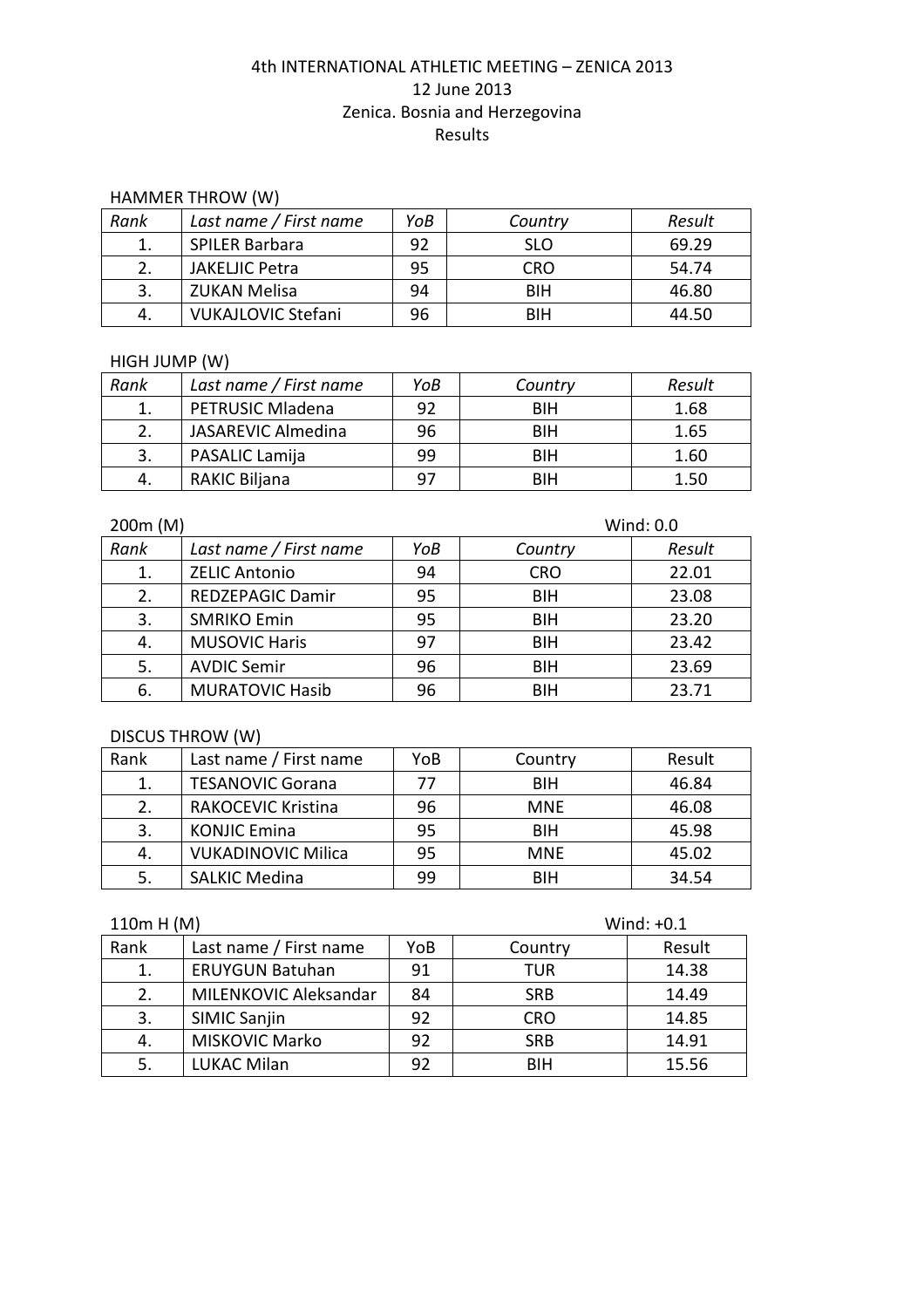# 4th INTERNATIONAL ATHLETIC MEETING – ZENICA 2013

12 June 2013

Zenica. Bosnia and Herzegovina

Results

## HAMMER THROW (W)

| *Rank* | *Last name / First name* | *YoB* | *Country* | *Result* |
|---|---|---|---|---|
| 1. | SPILER Barbara | 92 | SLO | 69.29 |
| 2. | JAKELJIC Petra | 95 | CRO | 54.74 |
| 3. | ZUKAN Melisa | 94 | BIH | 46.80 |
| 4. | VUKAJLOVIC Stefani | 96 | BIH | 44.50 |

## HIGH JUMP (W)

| *Rank* | *Last name / First name* | *YoB* | *Country* | *Result* |
|---|---|---|---|---|
| 1. | PETRUSIC Mladena | 92 | BIH | 1.68 |
| 2. | JASAREVIC Almedina | 96 | BIH | 1.65 |
| 3. | PASALIC Lamija | 99 | BIH | 1.60 |
| 4. | RAKIC Biljana | 97 | BIH | 1.50 |

## 200m (M)

Wind: 0.0

| *Rank* | *Last name / First name* | *YoB* | *Country* | *Result* |
|---|---|---|---|---|
| 1. | ZELIC Antonio | 94 | CRO | 22.01 |
| 2. | REDZEPAGIC Damir | 95 | BIH | 23.08 |
| 3. | SMRIKO Emin | 95 | BIH | 23.20 |
| 4. | MUSOVIC Haris | 97 | BIH | 23.42 |
| 5. | AVDIC Semir | 96 | BIH | 23.69 |
| 6. | MURATOVIC Hasib | 96 | BIH | 23.71 |

## DISCUS THROW (W)

| Rank | Last name / First name | YoB | Country | Result |
|---|---|---|---|---|
| 1. | TESANOVIC Gorana | 77 | BIH | 46.84 |
| 2. | RAKOCEVIC Kristina | 96 | MNE | 46.08 |
| 3. | KONJIC Emina | 95 | BIH | 45.98 |
| 4. | VUKADINOVIC Milica | 95 | MNE | 45.02 |
| 5. | SALKIC Medina | 99 | BIH | 34.54 |

## 110m H (M)

Wind: +0.1

| Rank | Last name / First name | YoB | Country | Result |
|---|---|---|---|---|
| 1. | ERUYGUN Batuhan | 91 | TUR | 14.38 |
| 2. | MILENKOVIC Aleksandar | 84 | SRB | 14.49 |
| 3. | SIMIC Sanjin | 92 | CRO | 14.85 |
| 4. | MISKOVIC Marko | 92 | SRB | 14.91 |
| 5. | LUKAC Milan | 92 | BIH | 15.56 |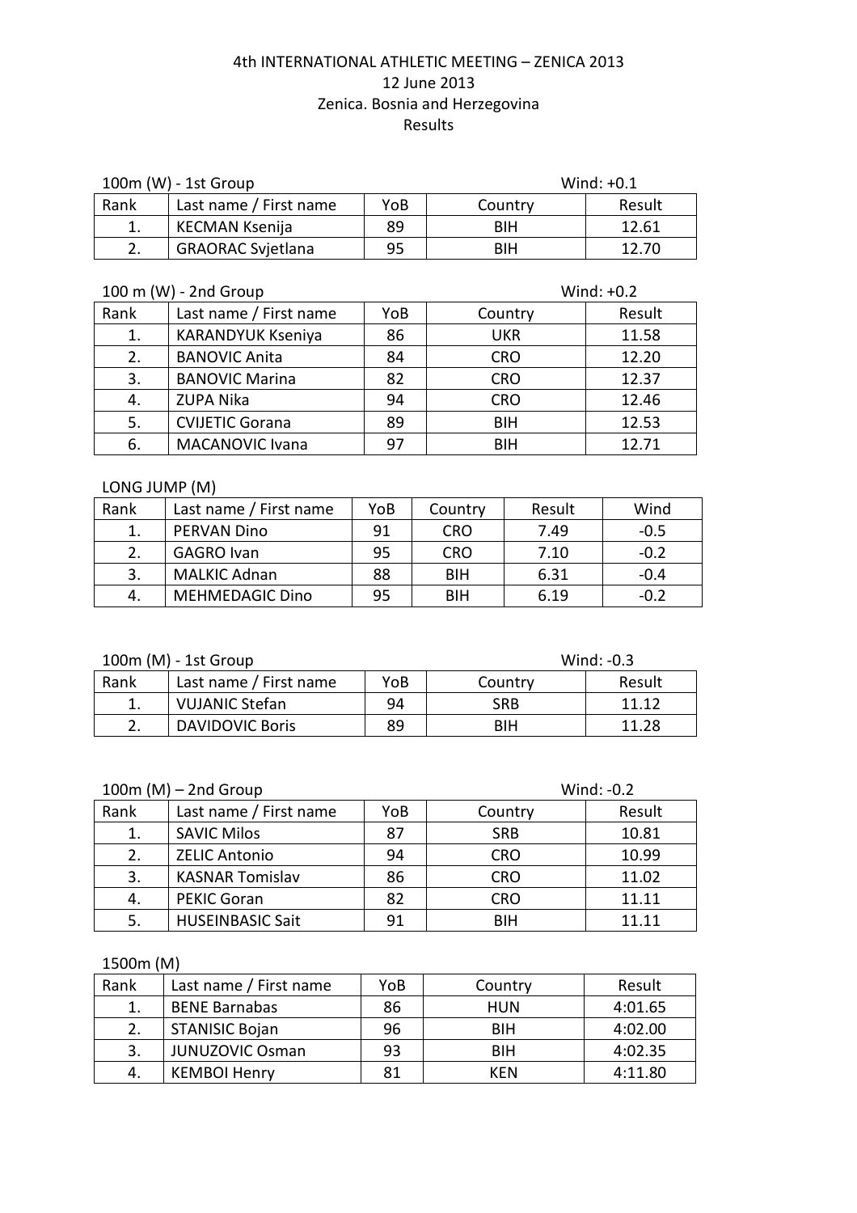# 4th INTERNATIONAL ATHLETIC MEETING – ZENICA 2013

12 June 2013

Zenica. Bosnia and Herzegovina

Results

100m (W) - 1st Group Wind: +0.1

| Rank | Last name / First name | YoB | Country | Result |
|---|---|---|---|---|
| 1. | KECMAN Ksenija | 89 | BIH | 12.61 |
| 2. | GRAORAC Svjetlana | 95 | BIH | 12.70 |

100 m (W) - 2nd Group Wind: +0.2

| Rank | Last name / First name | YoB | Country | Result |
|---|---|---|---|---|
| 1. | KARANDYUK Kseniya | 86 | UKR | 11.58 |
| 2. | BANOVIC Anita | 84 | CRO | 12.20 |
| 3. | BANOVIC Marina | 82 | CRO | 12.37 |
| 4. | ZUPA Nika | 94 | CRO | 12.46 |
| 5. | CVIJETIC Gorana | 89 | BIH | 12.53 |
| 6. | MACANOVIC Ivana | 97 | BIH | 12.71 |

LONG JUMP (M)

| Rank | Last name / First name | YoB | Country | Result | Wind |
|---|---|---|---|---|---|
| 1. | PERVAN Dino | 91 | CRO | 7.49 | -0.5 |
| 2. | GAGRO Ivan | 95 | CRO | 7.10 | -0.2 |
| 3. | MALKIC Adnan | 88 | BIH | 6.31 | -0.4 |
| 4. | MEHMEDAGIC Dino | 95 | BIH | 6.19 | -0.2 |

100m (M) - 1st Group Wind: -0.3

| Rank | Last name / First name | YoB | Country | Result |
|---|---|---|---|---|
| 1. | VUJANIC Stefan | 94 | SRB | 11.12 |
| 2. | DAVIDOVIC Boris | 89 | BIH | 11.28 |

100m (M) – 2nd Group Wind: -0.2

| Rank | Last name / First name | YoB | Country | Result |
|---|---|---|---|---|
| 1. | SAVIC Milos | 87 | SRB | 10.81 |
| 2. | ZELIC Antonio | 94 | CRO | 10.99 |
| 3. | KASNAR Tomislav | 86 | CRO | 11.02 |
| 4. | PEKIC Goran | 82 | CRO | 11.11 |
| 5. | HUSEINBASIC Sait | 91 | BIH | 11.11 |

1500m (M)

| Rank | Last name / First name | YoB | Country | Result |
|---|---|---|---|---|
| 1. | BENE Barnabas | 86 | HUN | 4:01.65 |
| 2. | STANISIC Bojan | 96 | BIH | 4:02.00 |
| 3. | JUNUZOVIC Osman | 93 | BIH | 4:02.35 |
| 4. | KEMBOI Henry | 81 | KEN | 4:11.80 |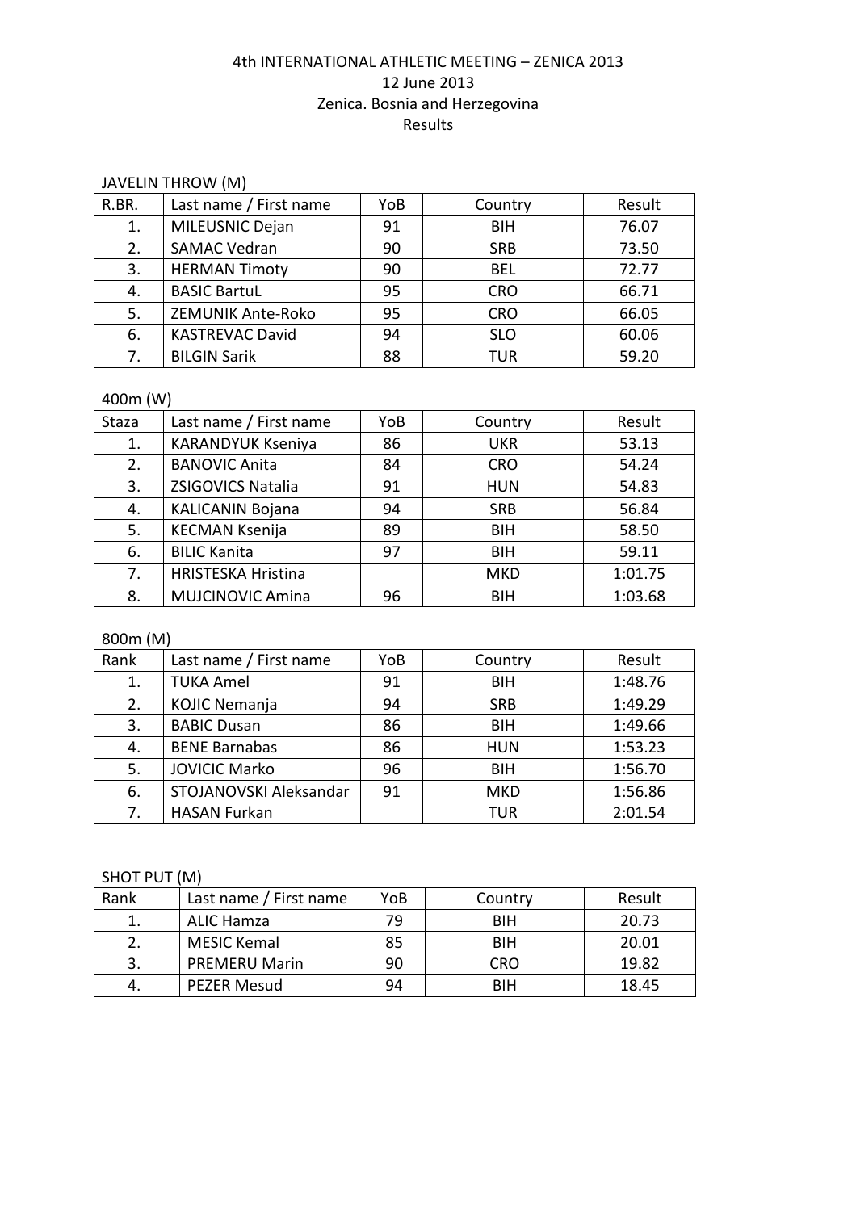4th INTERNATIONAL ATHLETIC MEETING – ZENICA 2013
12 June 2013
Zenica. Bosnia and Herzegovina
Results

JAVELIN THROW (M)

| R.BR. | Last name / First name | YoB | Country | Result |
|---|---|---|---|---|
| 1. | MILEUSNIC Dejan | 91 | BIH | 76.07 |
| 2. | SAMAC Vedran | 90 | SRB | 73.50 |
| 3. | HERMAN Timoty | 90 | BEL | 72.77 |
| 4. | BASIC BartuL | 95 | CRO | 66.71 |
| 5. | ZEMUNIK Ante-Roko | 95 | CRO | 66.05 |
| 6. | KASTREVAC David | 94 | SLO | 60.06 |
| 7. | BILGIN Sarik | 88 | TUR | 59.20 |

400m (W)

| Staza | Last name / First name | YoB | Country | Result |
|---|---|---|---|---|
| 1. | KARANDYUK Kseniya | 86 | UKR | 53.13 |
| 2. | BANOVIC Anita | 84 | CRO | 54.24 |
| 3. | ZSIGOVICS Natalia | 91 | HUN | 54.83 |
| 4. | KALICANIN Bojana | 94 | SRB | 56.84 |
| 5. | KECMAN Ksenija | 89 | BIH | 58.50 |
| 6. | BILIC Kanita | 97 | BIH | 59.11 |
| 7. | HRISTESKA Hristina | | MKD | 1:01.75 |
| 8. | MUJCINOVIC Amina | 96 | BIH | 1:03.68 |

800m (M)

| Rank | Last name / First name | YoB | Country | Result |
|---|---|---|---|---|
| 1. | TUKA Amel | 91 | BIH | 1:48.76 |
| 2. | KOJIC Nemanja | 94 | SRB | 1:49.29 |
| 3. | BABIC Dusan | 86 | BIH | 1:49.66 |
| 4. | BENE Barnabas | 86 | HUN | 1:53.23 |
| 5. | JOVICIC Marko | 96 | BIH | 1:56.70 |
| 6. | STOJANOVSKI Aleksandar | 91 | MKD | 1:56.86 |
| 7. | HASAN Furkan | | TUR | 2:01.54 |

SHOT PUT (M)

| Rank | Last name / First name | YoB | Country | Result |
|---|---|---|---|---|
| 1. | ALIC Hamza | 79 | BIH | 20.73 |
| 2. | MESIC Kemal | 85 | BIH | 20.01 |
| 3. | PREMERU Marin | 90 | CRO | 19.82 |
| 4. | PEZER Mesud | 94 | BIH | 18.45 |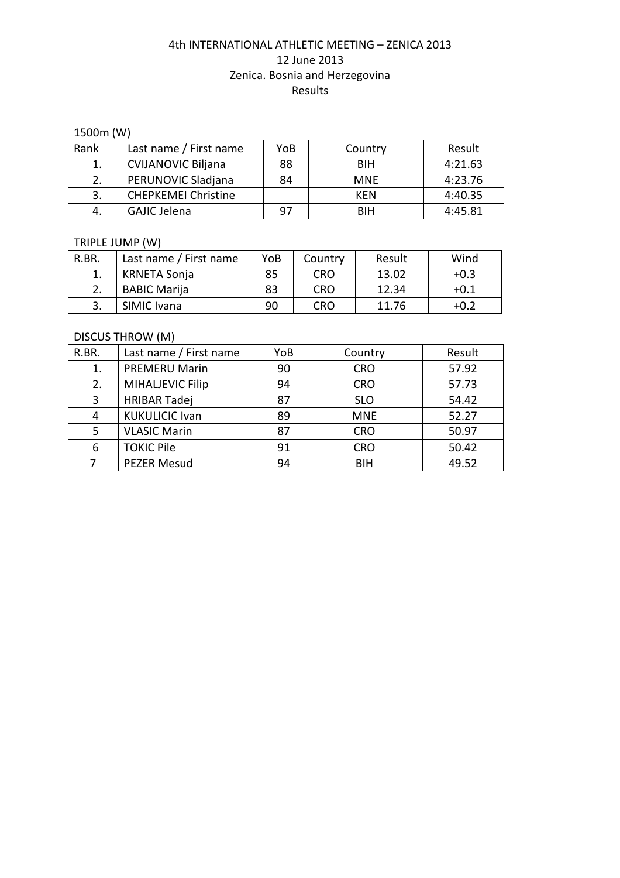4th INTERNATIONAL ATHLETIC MEETING – ZENICA 2013
12 June 2013
Zenica. Bosnia and Herzegovina
Results

1500m (W)

| Rank | Last name / First name | YoB | Country | Result |
|---|---|---|---|---|
| 1. | CVIJANOVIC Biljana | 88 | BIH | 4:21.63 |
| 2. | PERUNOVIC Sladjana | 84 | MNE | 4:23.76 |
| 3. | CHEPKEMEI Christine | | KEN | 4:40.35 |
| 4. | GAJIC Jelena | 97 | BIH | 4:45.81 |

TRIPLE JUMP (W)

| R.BR. | Last name / First name | YoB | Country | Result | Wind |
|---|---|---|---|---|---|
| 1. | KRNETA Sonja | 85 | CRO | 13.02 | +0.3 |
| 2. | BABIC Marija | 83 | CRO | 12.34 | +0.1 |
| 3. | SIMIC Ivana | 90 | CRO | 11.76 | +0.2 |

DISCUS THROW (M)

| R.BR. | Last name / First name | YoB | Country | Result |
|---|---|---|---|---|
| 1. | PREMERU Marin | 90 | CRO | 57.92 |
| 2. | MIHALJEVIC Filip | 94 | CRO | 57.73 |
| 3 | HRIBAR Tadej | 87 | SLO | 54.42 |
| 4 | KUKULICIC Ivan | 89 | MNE | 52.27 |
| 5 | VLASIC Marin | 87 | CRO | 50.97 |
| 6 | TOKIC Pile | 91 | CRO | 50.42 |
| 7 | PEZER Mesud | 94 | BIH | 49.52 |